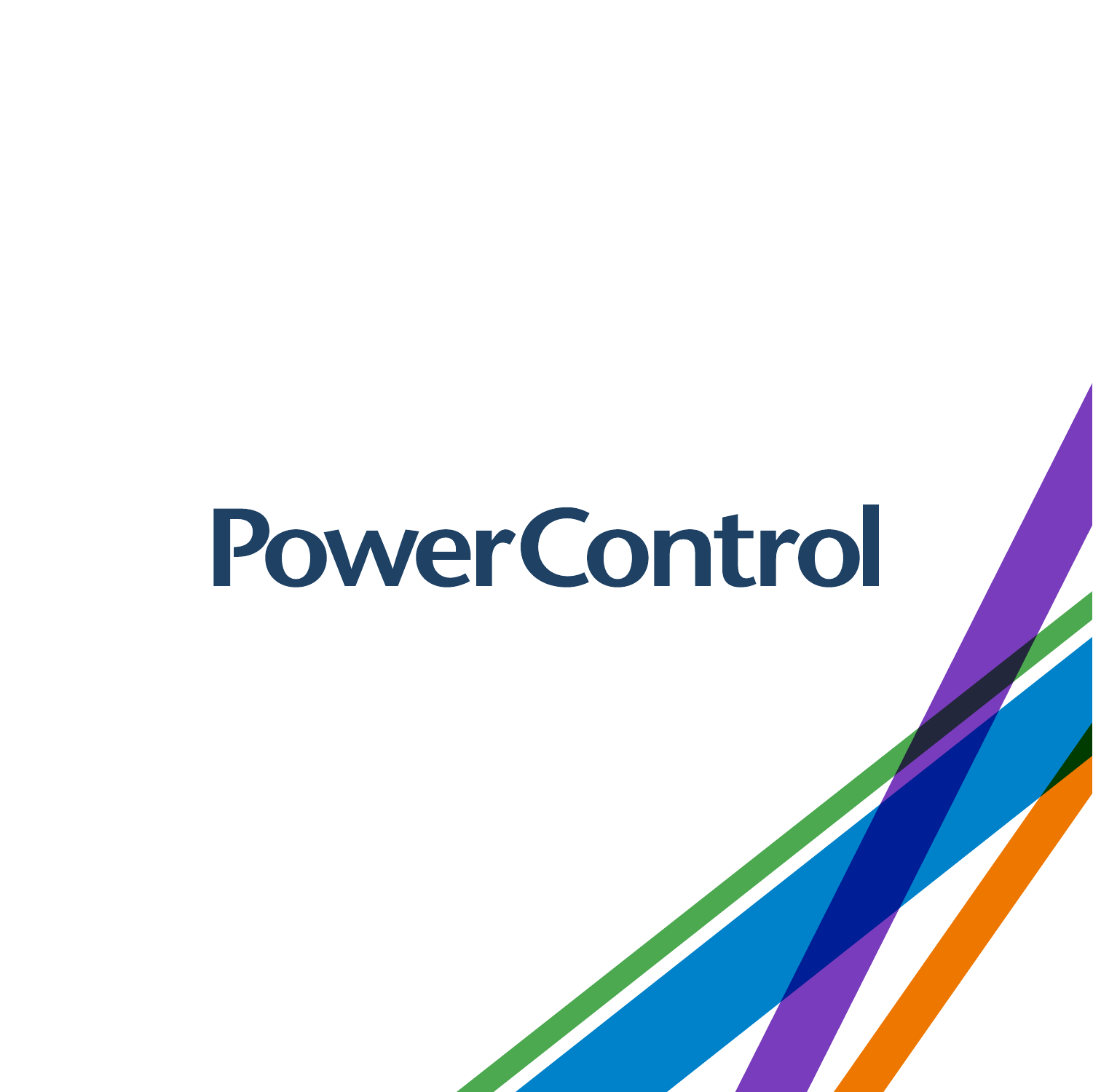# PowerControl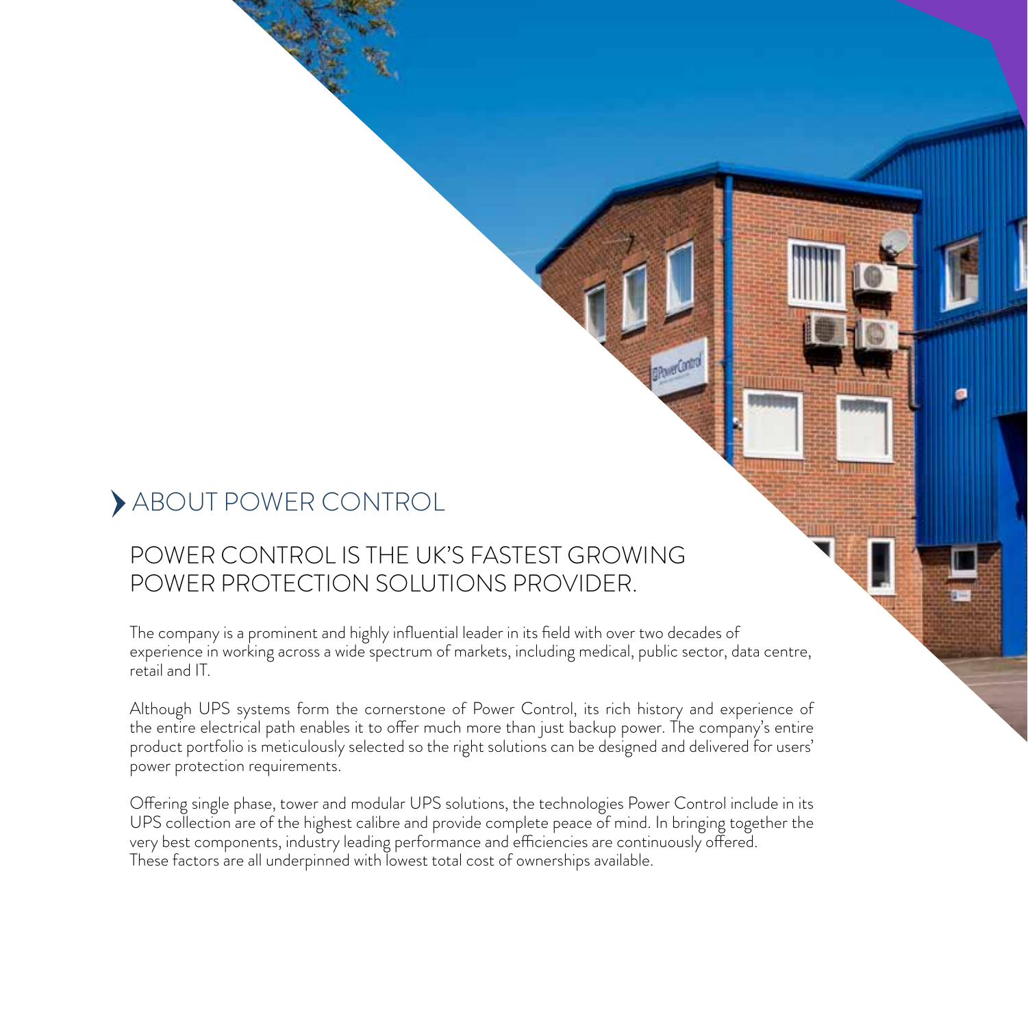# ABOUT POWER CONTROL

## POWER CONTROL IS THE UK'S FASTEST GROWING POWER PROTECTION SOLUTIONS PROVIDER.

The company is a prominent and highly influential leader in its field with over two decades of experience in working across a wide spectrum of markets, including medical, public sector, data centre, retail and IT.

Although UPS systems form the cornerstone of Power Control, its rich history and experience of the entire electrical path enables it to offer much more than just backup power. The company's entire product portfolio is meticulously selected so the right solutions can be designed and delivered for users' power protection requirements.

Offering single phase, tower and modular UPS solutions, the technologies Power Control include in its UPS collection are of the highest calibre and provide complete peace of mind. In bringing together the very best components, industry leading performance and efficiencies are continuously offered. These factors are all underpinned with lowest total cost of ownerships available.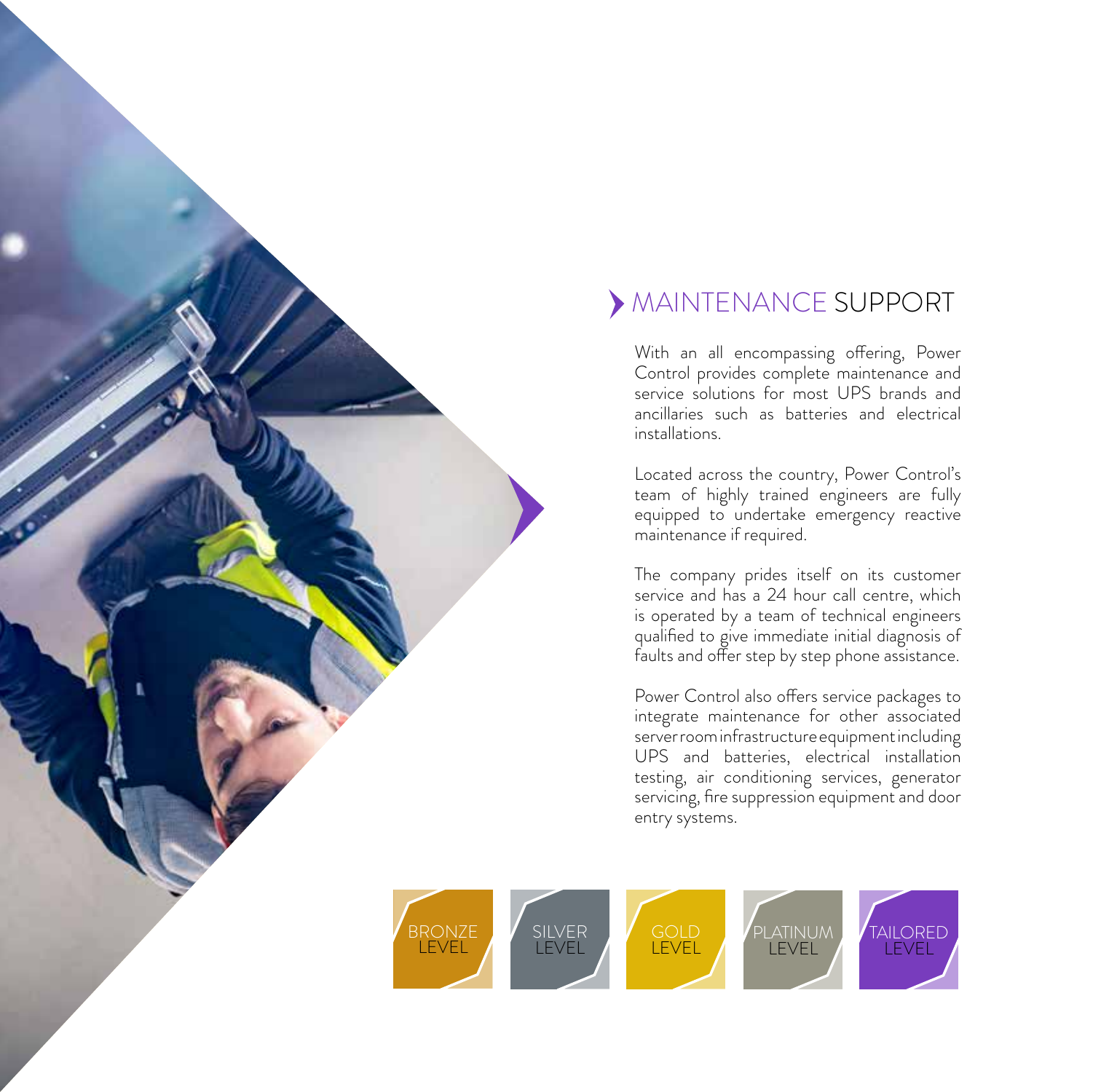## MAINTENANCE SUPPORT

With an all encompassing offering, Power Control provides complete maintenance and service solutions for most UPS brands and ancillaries such as batteries and electrical installations.

Located across the country, Power Control's team of highly trained engineers are fully equipped to undertake emergency reactive maintenance if required.

The company prides itself on its customer service and has a 24 hour call centre, which is operated by a team of technical engineers qualified to give immediate initial diagnosis of faults and offer step by step phone assistance.

Power Control also offers service packages to integrate maintenance for other associated server room infrastructure equipment including UPS and batteries, electrical installation testing, air conditioning services, generator servicing, fire suppression equipment and door entry systems.

BRONZE LEVEL

SILVER LEVEL

GOLD LEVEL

PLATINUM LEVEL

TAILORED LEVEL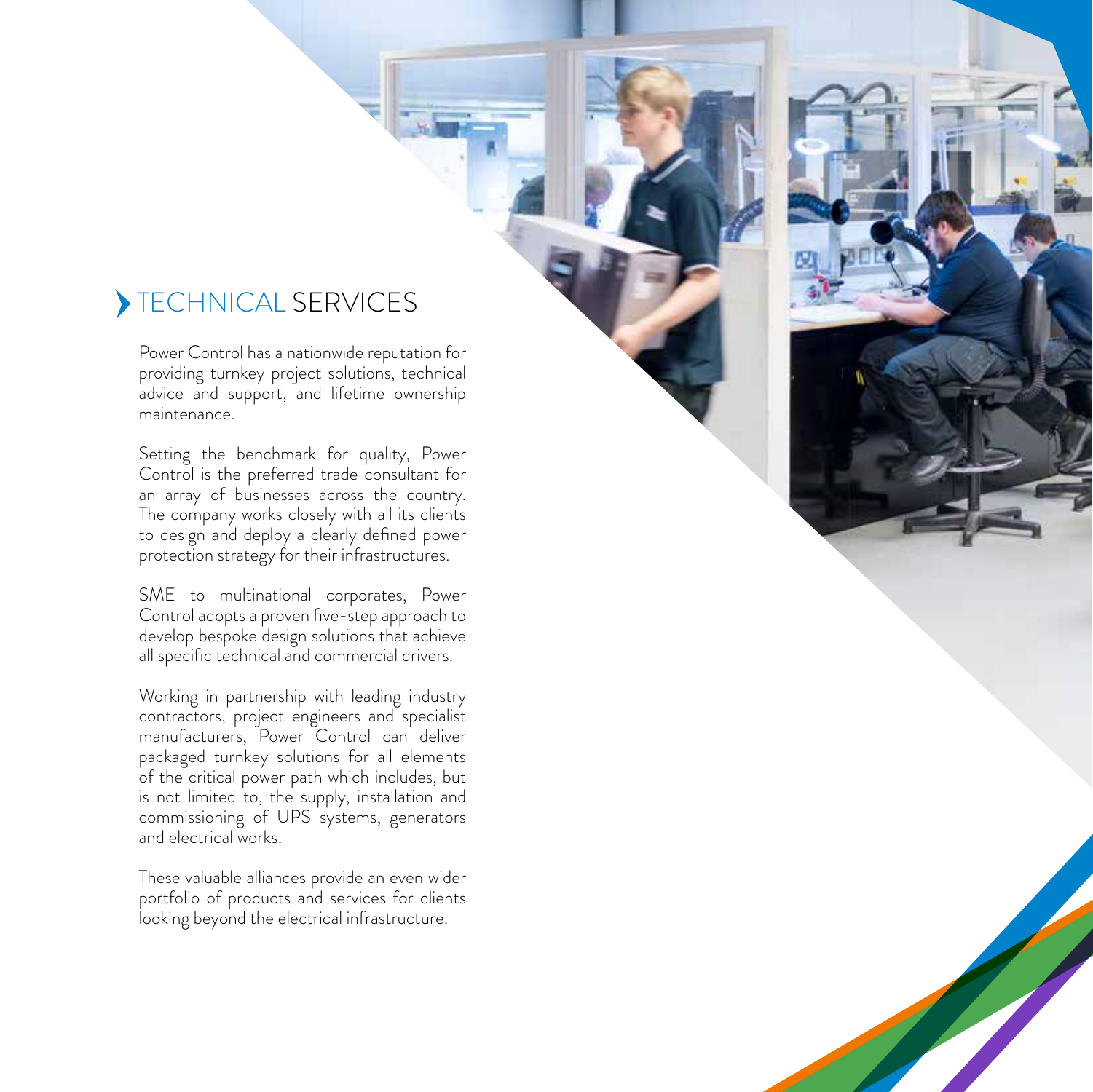## TECHNICAL SERVICES

Power Control has a nationwide reputation for providing turnkey project solutions, technical advice and support, and lifetime ownership maintenance.

Setting the benchmark for quality, Power Control is the preferred trade consultant for an array of businesses across the country. The company works closely with all its clients to design and deploy a clearly defined power protection strategy for their infrastructures.

SME to multinational corporates, Power Control adopts a proven five-step approach to develop bespoke design solutions that achieve all specific technical and commercial drivers.

Working in partnership with leading industry contractors, project engineers and specialist manufacturers, Power Control can deliver packaged turnkey solutions for all elements of the critical power path which includes, but is not limited to, the supply, installation and commissioning of UPS systems, generators and electrical works.

These valuable alliances provide an even wider portfolio of products and services for clients looking beyond the electrical infrastructure.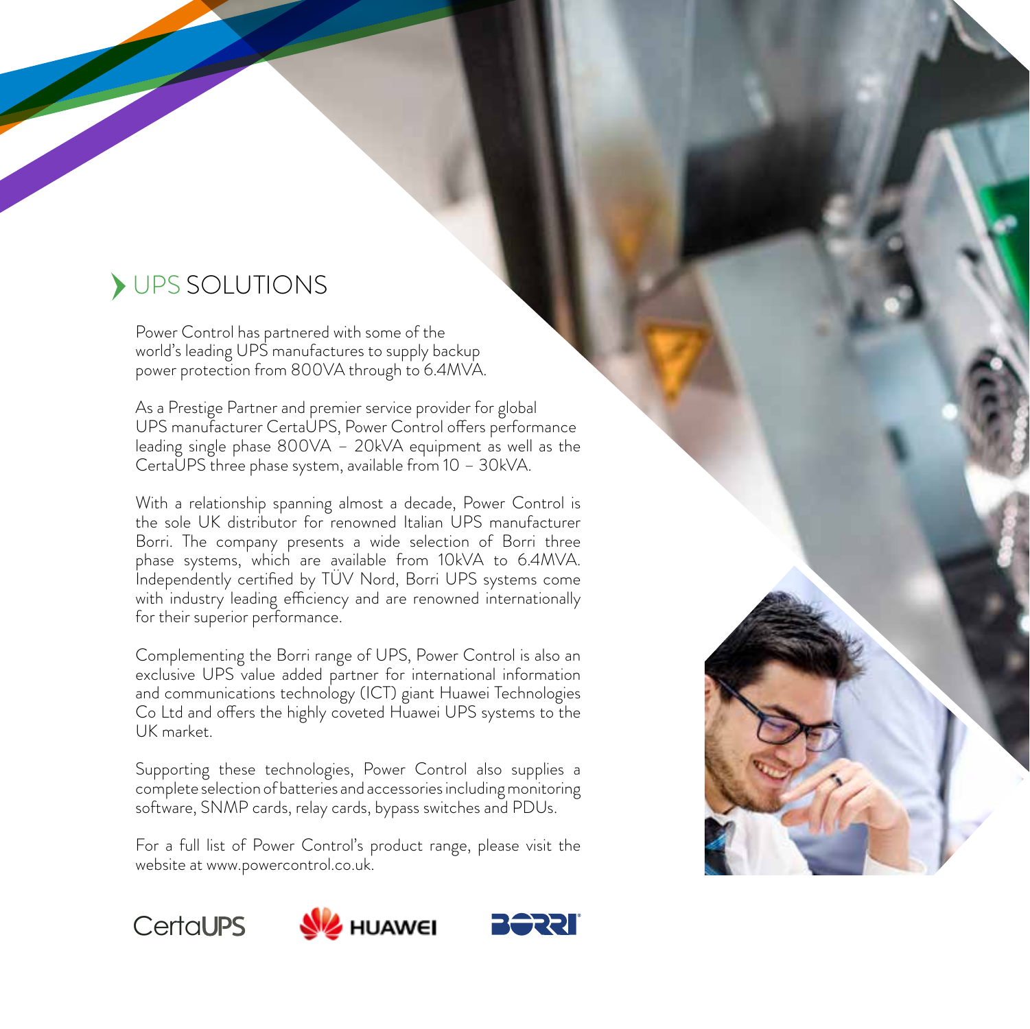## UPS SOLUTIONS

Power Control has partnered with some of the world's leading UPS manufactures to supply backup power protection from 800VA through to 6.4MVA.

As a Prestige Partner and premier service provider for global UPS manufacturer CertaUPS, Power Control offers performance leading single phase 800VA – 20kVA equipment as well as the CertaUPS three phase system, available from 10 – 30kVA.

With a relationship spanning almost a decade, Power Control is the sole UK distributor for renowned Italian UPS manufacturer Borri. The company presents a wide selection of Borri three phase systems, which are available from 10kVA to 6.4MVA. Independently certified by TÜV Nord, Borri UPS systems come with industry leading efficiency and are renowned internationally for their superior performance.

Complementing the Borri range of UPS, Power Control is also an exclusive UPS value added partner for international information and communications technology (ICT) giant Huawei Technologies Co Ltd and offers the highly coveted Huawei UPS systems to the UK market.

Supporting these technologies, Power Control also supplies a complete selection of batteries and accessories including monitoring software, SNMP cards, relay cards, bypass switches and PDUs.

For a full list of Power Control's product range, please visit the website at www.powercontrol.co.uk.

CertaUPS HUAWEI BORRI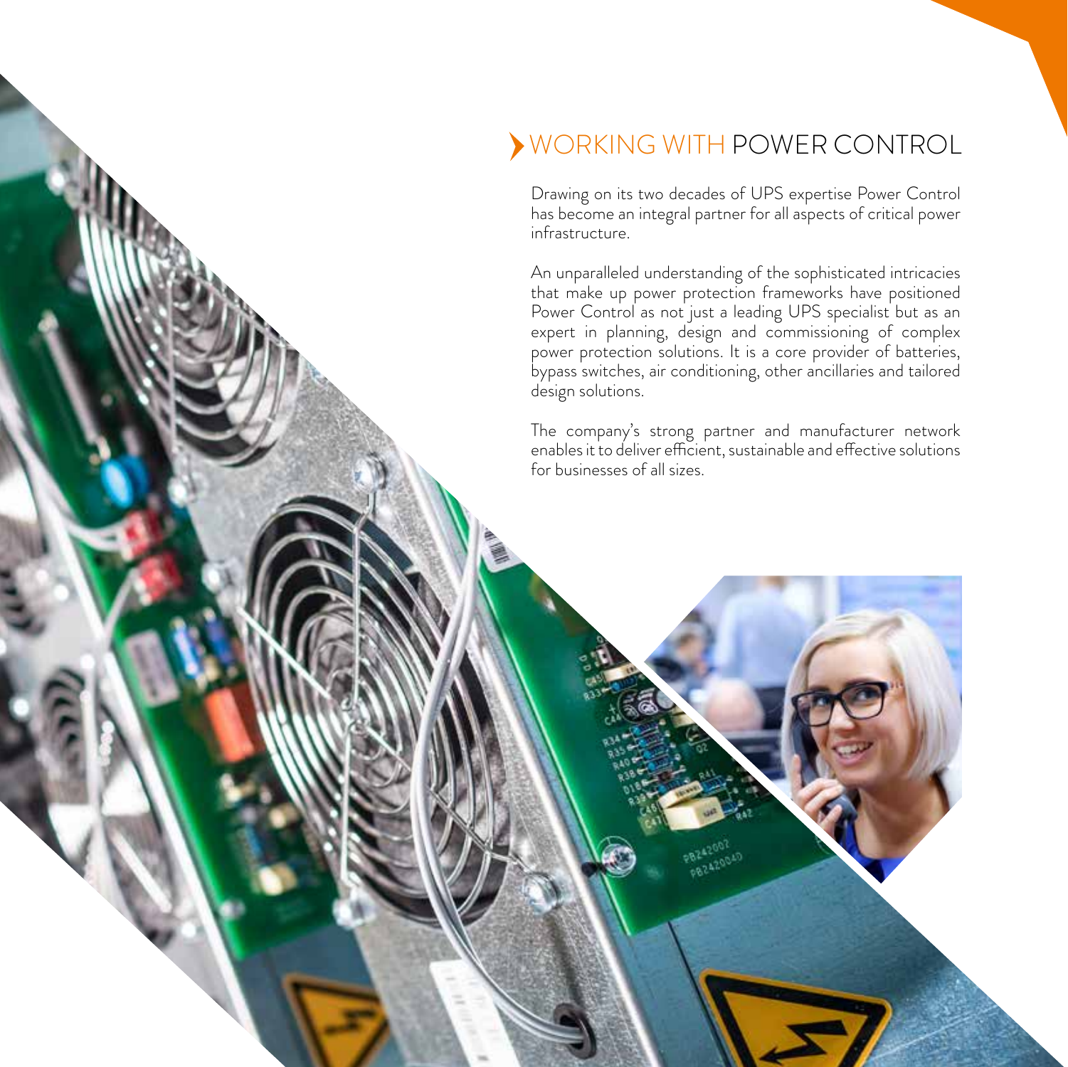## WORKING WITH POWER CONTROL

Drawing on its two decades of UPS expertise Power Control has become an integral partner for all aspects of critical power infrastructure.

An unparalleled understanding of the sophisticated intricacies that make up power protection frameworks have positioned Power Control as not just a leading UPS specialist but as an expert in planning, design and commissioning of complex power protection solutions. It is a core provider of batteries, bypass switches, air conditioning, other ancillaries and tailored design solutions.

The company's strong partner and manufacturer network enables it to deliver efficient, sustainable and effective solutions for businesses of all sizes.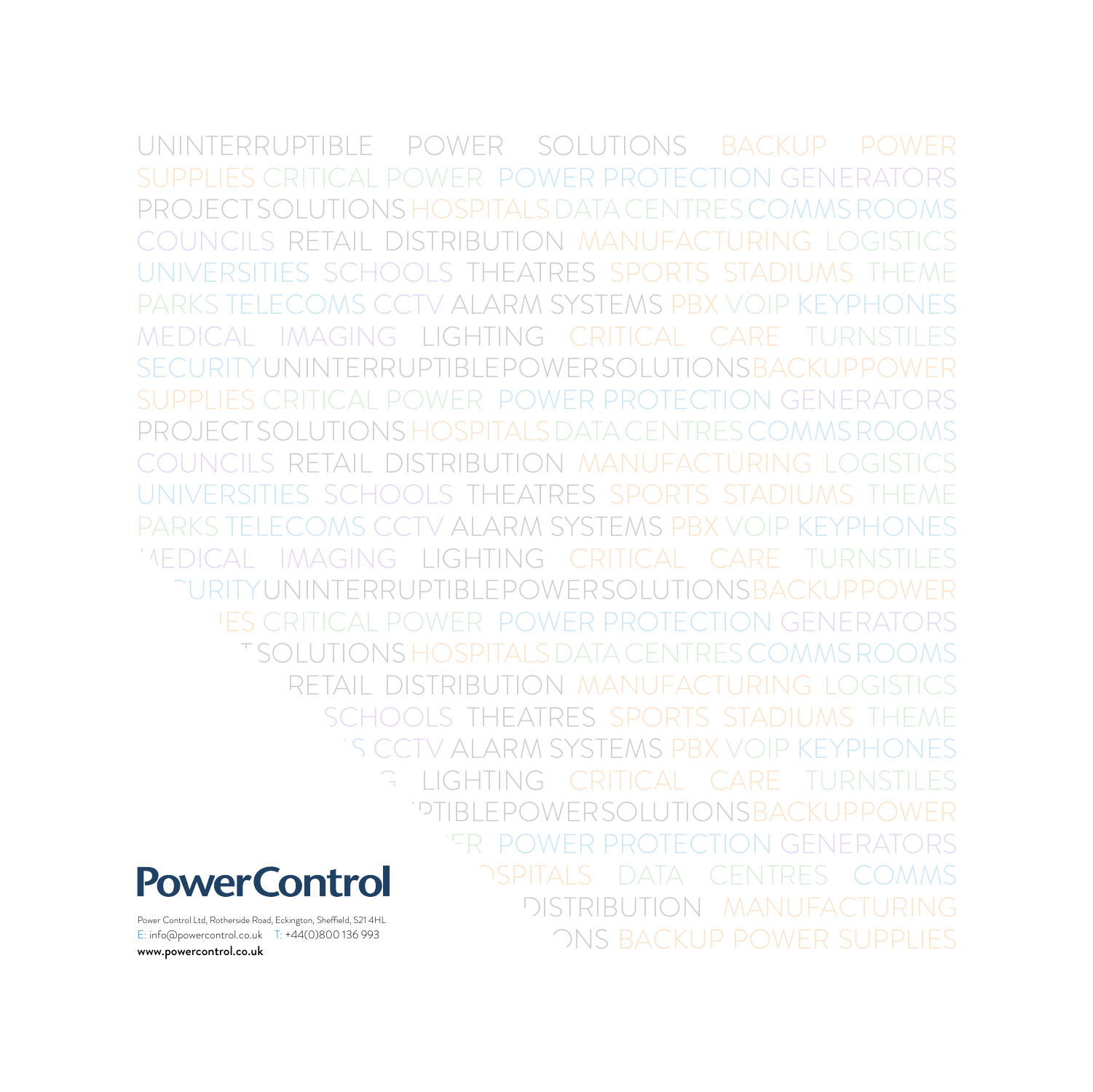UNINTERRUPTIBLE POWER SOLUTIONS BACKUP POWER SUPPLIES CRITICAL POWER POWER PROTECTION GENERATORS PROJECT SOLUTIONS HOSPITALS DATA CENTRES COMMS ROOMS COUNCILS RETAIL DISTRIBUTION MANUFACTURING LOGISTICS UNIVERSITIES SCHOOLS THEATRES SPORTS STADIUMS THEME PARKS TELECOMS CCTV ALARM SYSTEMS PBX VOIP KEYPHONES MEDICAL IMAGING LIGHTING CRITICAL CARE TURNSTILES SECURITY UNINTERRUPTIBLE POWER SOLUTIONS BACKUP POWER SUPPLIES CRITICAL POWER POWER PROTECTION GENERATORS PROJECT SOLUTIONS HOSPITALS DATA CENTRES COMMS ROOMS COUNCILS RETAIL DISTRIBUTION MANUFACTURING LOGISTICS UNIVERSITIES SCHOOLS THEATRES SPORTS STADIUMS THEME PARKS TELECOMS CCTV ALARM SYSTEMS PBX VOIP KEYPHONES MEDICAL IMAGING LIGHTING CRITICAL CARE TURNSTILES

**PowerControl**

Power Control Ltd, Rotherside Road, Eckington, Sheffield, S21 4HL
E: info@powercontrol.co.uk T: +44(0)800 136 993
**www.powercontrol.co.uk**